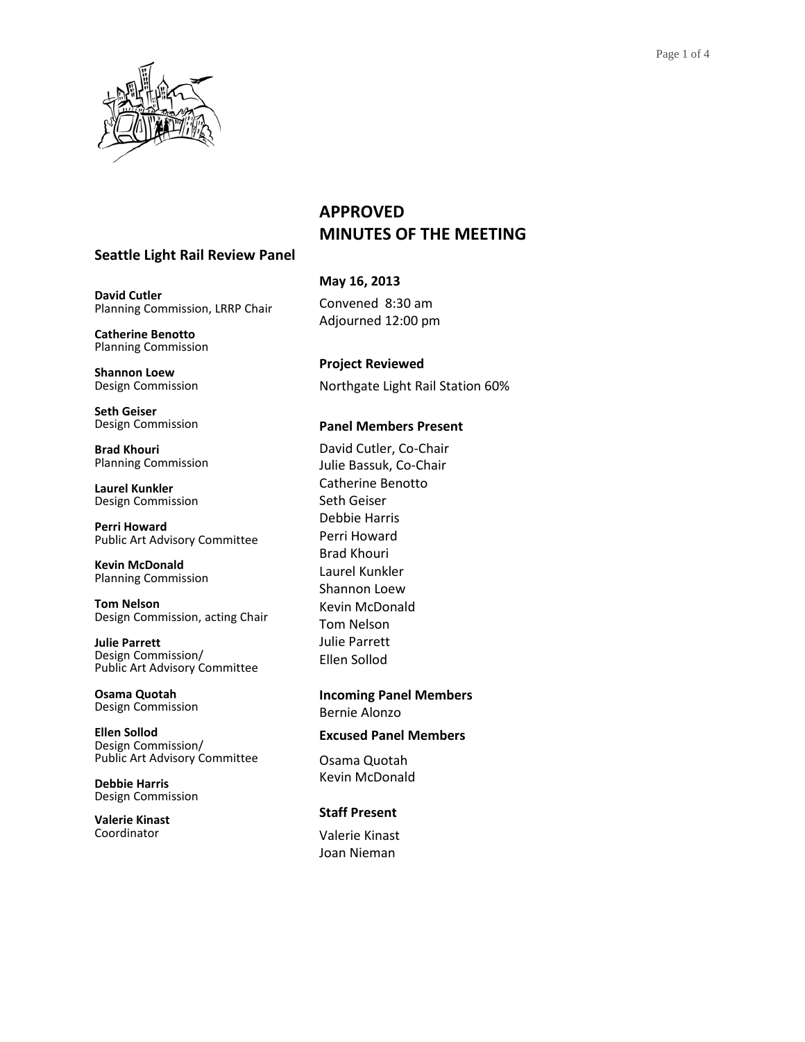# APPROVED MINUTES OF THE MEETING

## Seattle Light Rail Review Panel

**David Cutler**
Planning Commission, LRRP Chair

**Catherine Benotto**
Planning Commission

**Shannon Loew**
Design Commission

**Seth Geiser**
Design Commission

**Brad Khouri**
Planning Commission

**Laurel Kunkler**
Design Commission

**Perri Howard**
Public Art Advisory Committee

**Kevin McDonald**
Planning Commission

**Tom Nelson**
Design Commission, acting Chair

**Julie Parrett**
Design Commission/
Public Art Advisory Committee

**Osama Quotah**
Design Commission

**Ellen Sollod**
Design Commission/
Public Art Advisory Committee

**Debbie Harris**
Design Commission

**Valerie Kinast**
Coordinator

**May 16, 2013**

Convened 8:30 am
Adjourned 12:00 pm

**Project Reviewed**

Northgate Light Rail Station 60%

**Panel Members Present**

David Cutler, Co-Chair
Julie Bassuk, Co-Chair
Catherine Benotto
Seth Geiser
Debbie Harris
Perri Howard
Brad Khouri
Laurel Kunkler
Shannon Loew
Kevin McDonald
Tom Nelson
Julie Parrett
Ellen Sollod

**Incoming Panel Members**

Bernie Alonzo

**Excused Panel Members**

Osama Quotah
Kevin McDonald

**Staff Present**

Valerie Kinast
Joan Nieman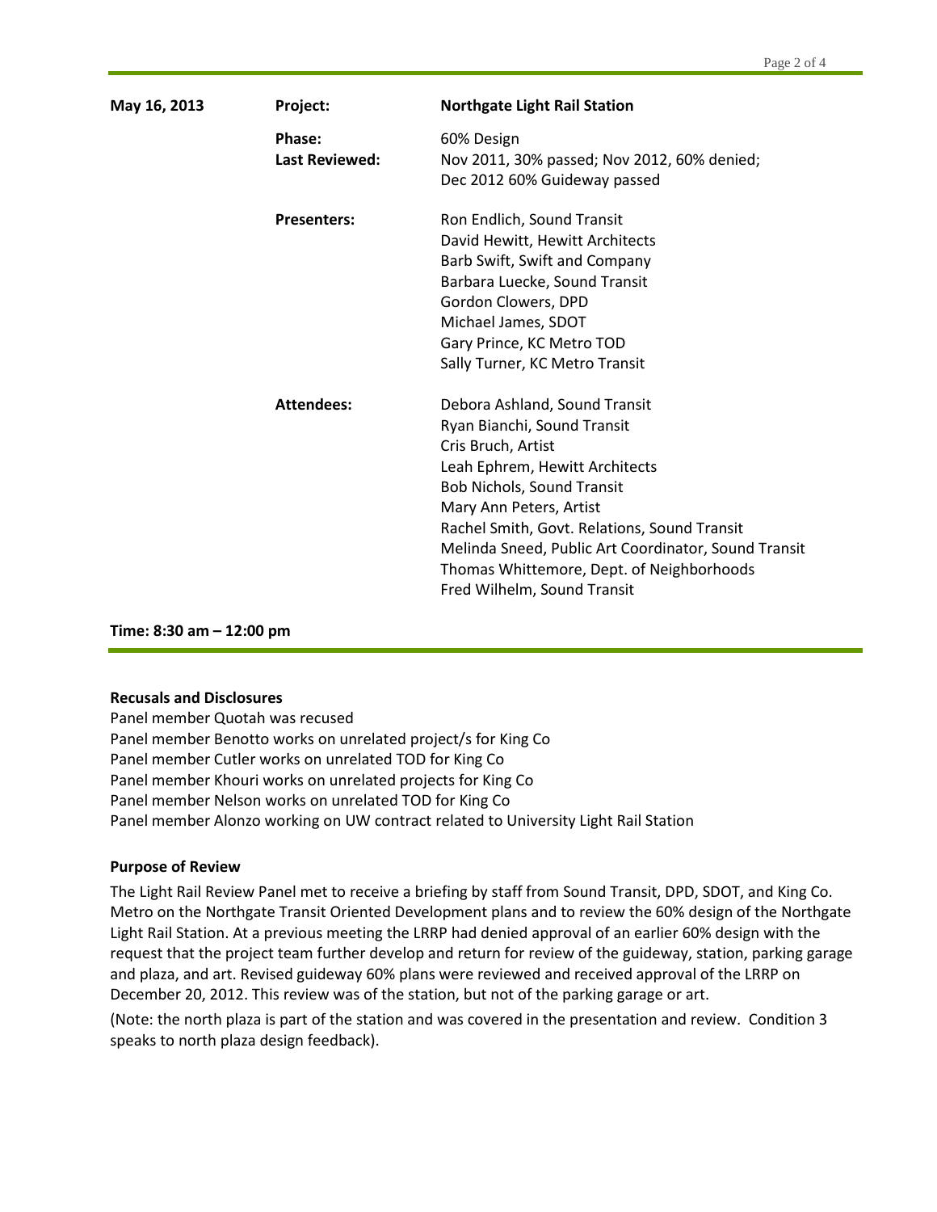**May 16, 2013**

| | | |
|---|---|---|
| **May 16, 2013** | **Project:** | **Northgate Light Rail Station** |
| | **Phase:** | 60% Design |
| | **Last Reviewed:** | Nov 2011, 30% passed; Nov 2012, 60% denied; Dec 2012 60% Guideway passed |
| | **Presenters:** | Ron Endlich, Sound Transit<br>David Hewitt, Hewitt Architects<br>Barb Swift, Swift and Company<br>Barbara Luecke, Sound Transit<br>Gordon Clowers, DPD<br>Michael James, SDOT<br>Gary Prince, KC Metro TOD<br>Sally Turner, KC Metro Transit |
| | **Attendees:** | Debora Ashland, Sound Transit<br>Ryan Bianchi, Sound Transit<br>Cris Bruch, Artist<br>Leah Ephrem, Hewitt Architects<br>Bob Nichols, Sound Transit<br>Mary Ann Peters, Artist<br>Rachel Smith, Govt. Relations, Sound Transit<br>Melinda Sneed, Public Art Coordinator, Sound Transit<br>Thomas Whittemore, Dept. of Neighborhoods<br>Fred Wilhelm, Sound Transit |

**Time: 8:30 am – 12:00 pm**

### Recusals and Disclosures

Panel member Quotah was recused
Panel member Benotto works on unrelated project/s for King Co
Panel member Cutler works on unrelated TOD for King Co
Panel member Khouri works on unrelated projects for King Co
Panel member Nelson works on unrelated TOD for King Co
Panel member Alonzo working on UW contract related to University Light Rail Station

### Purpose of Review

The Light Rail Review Panel met to receive a briefing by staff from Sound Transit, DPD, SDOT, and King Co. Metro on the Northgate Transit Oriented Development plans and to review the 60% design of the Northgate Light Rail Station. At a previous meeting the LRRP had denied approval of an earlier 60% design with the request that the project team further develop and return for review of the guideway, station, parking garage and plaza, and art. Revised guideway 60% plans were reviewed and received approval of the LRRP on December 20, 2012. This review was of the station, but not of the parking garage or art.

(Note: the north plaza is part of the station and was covered in the presentation and review. Condition 3 speaks to north plaza design feedback).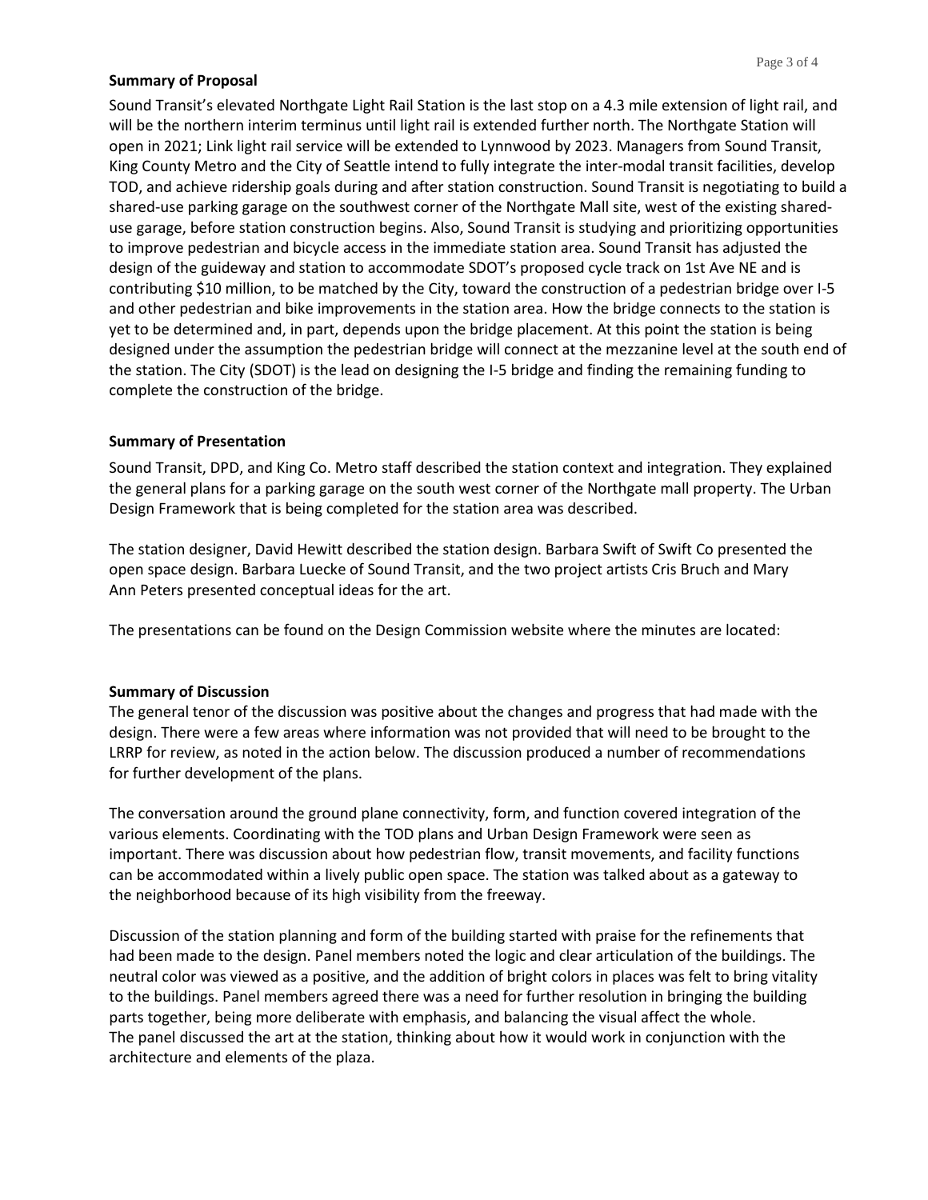**Summary of Proposal**

Sound Transit's elevated Northgate Light Rail Station is the last stop on a 4.3 mile extension of light rail, and will be the northern interim terminus until light rail is extended further north. The Northgate Station will open in 2021; Link light rail service will be extended to Lynnwood by 2023. Managers from Sound Transit, King County Metro and the City of Seattle intend to fully integrate the inter-modal transit facilities, develop TOD, and achieve ridership goals during and after station construction. Sound Transit is negotiating to build a shared-use parking garage on the southwest corner of the Northgate Mall site, west of the existing shared-use garage, before station construction begins. Also, Sound Transit is studying and prioritizing opportunities to improve pedestrian and bicycle access in the immediate station area. Sound Transit has adjusted the design of the guideway and station to accommodate SDOT's proposed cycle track on 1st Ave NE and is contributing $10 million, to be matched by the City, toward the construction of a pedestrian bridge over I-5 and other pedestrian and bike improvements in the station area. How the bridge connects to the station is yet to be determined and, in part, depends upon the bridge placement. At this point the station is being designed under the assumption the pedestrian bridge will connect at the mezzanine level at the south end of the station. The City (SDOT) is the lead on designing the I-5 bridge and finding the remaining funding to complete the construction of the bridge.

**Summary of Presentation**

Sound Transit, DPD, and King Co. Metro staff described the station context and integration. They explained the general plans for a parking garage on the south west corner of the Northgate mall property. The Urban Design Framework that is being completed for the station area was described.

The station designer, David Hewitt described the station design. Barbara Swift of Swift Co presented the open space design. Barbara Luecke of Sound Transit, and the two project artists Cris Bruch and Mary Ann Peters presented conceptual ideas for the art.

The presentations can be found on the Design Commission website where the minutes are located:

**Summary of Discussion**

The general tenor of the discussion was positive about the changes and progress that had made with the design. There were a few areas where information was not provided that will need to be brought to the LRRP for review, as noted in the action below. The discussion produced a number of recommendations for further development of the plans.

The conversation around the ground plane connectivity, form, and function covered integration of the various elements. Coordinating with the TOD plans and Urban Design Framework were seen as important. There was discussion about how pedestrian flow, transit movements, and facility functions can be accommodated within a lively public open space. The station was talked about as a gateway to the neighborhood because of its high visibility from the freeway.

Discussion of the station planning and form of the building started with praise for the refinements that had been made to the design. Panel members noted the logic and clear articulation of the buildings. The neutral color was viewed as a positive, and the addition of bright colors in places was felt to bring vitality to the buildings. Panel members agreed there was a need for further resolution in bringing the building parts together, being more deliberate with emphasis, and balancing the visual affect the whole.
The panel discussed the art at the station, thinking about how it would work in conjunction with the architecture and elements of the plaza.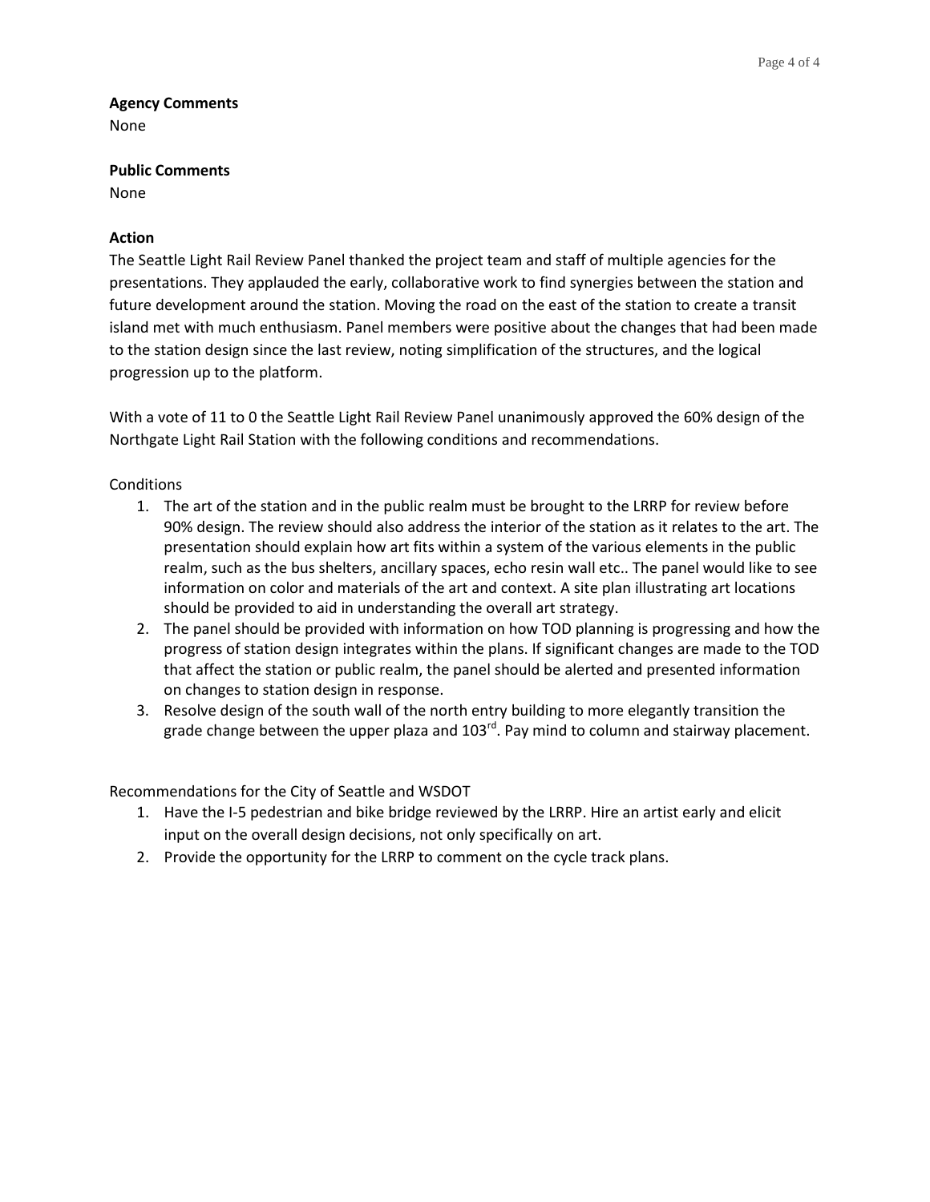**Agency Comments**

None

**Public Comments**

None

**Action**

The Seattle Light Rail Review Panel thanked the project team and staff of multiple agencies for the presentations. They applauded the early, collaborative work to find synergies between the station and future development around the station. Moving the road on the east of the station to create a transit island met with much enthusiasm. Panel members were positive about the changes that had been made to the station design since the last review, noting simplification of the structures, and the logical progression up to the platform.

With a vote of 11 to 0 the Seattle Light Rail Review Panel unanimously approved the 60% design of the Northgate Light Rail Station with the following conditions and recommendations.

Conditions

1. The art of the station and in the public realm must be brought to the LRRP for review before 90% design. The review should also address the interior of the station as it relates to the art. The presentation should explain how art fits within a system of the various elements in the public realm, such as the bus shelters, ancillary spaces, echo resin wall etc.. The panel would like to see information on color and materials of the art and context. A site plan illustrating art locations should be provided to aid in understanding the overall art strategy.
2. The panel should be provided with information on how TOD planning is progressing and how the progress of station design integrates within the plans. If significant changes are made to the TOD that affect the station or public realm, the panel should be alerted and presented information on changes to station design in response.
3. Resolve design of the south wall of the north entry building to more elegantly transition the grade change between the upper plaza and 103rd. Pay mind to column and stairway placement.

Recommendations for the City of Seattle and WSDOT

1. Have the I-5 pedestrian and bike bridge reviewed by the LRRP. Hire an artist early and elicit input on the overall design decisions, not only specifically on art.
2. Provide the opportunity for the LRRP to comment on the cycle track plans.